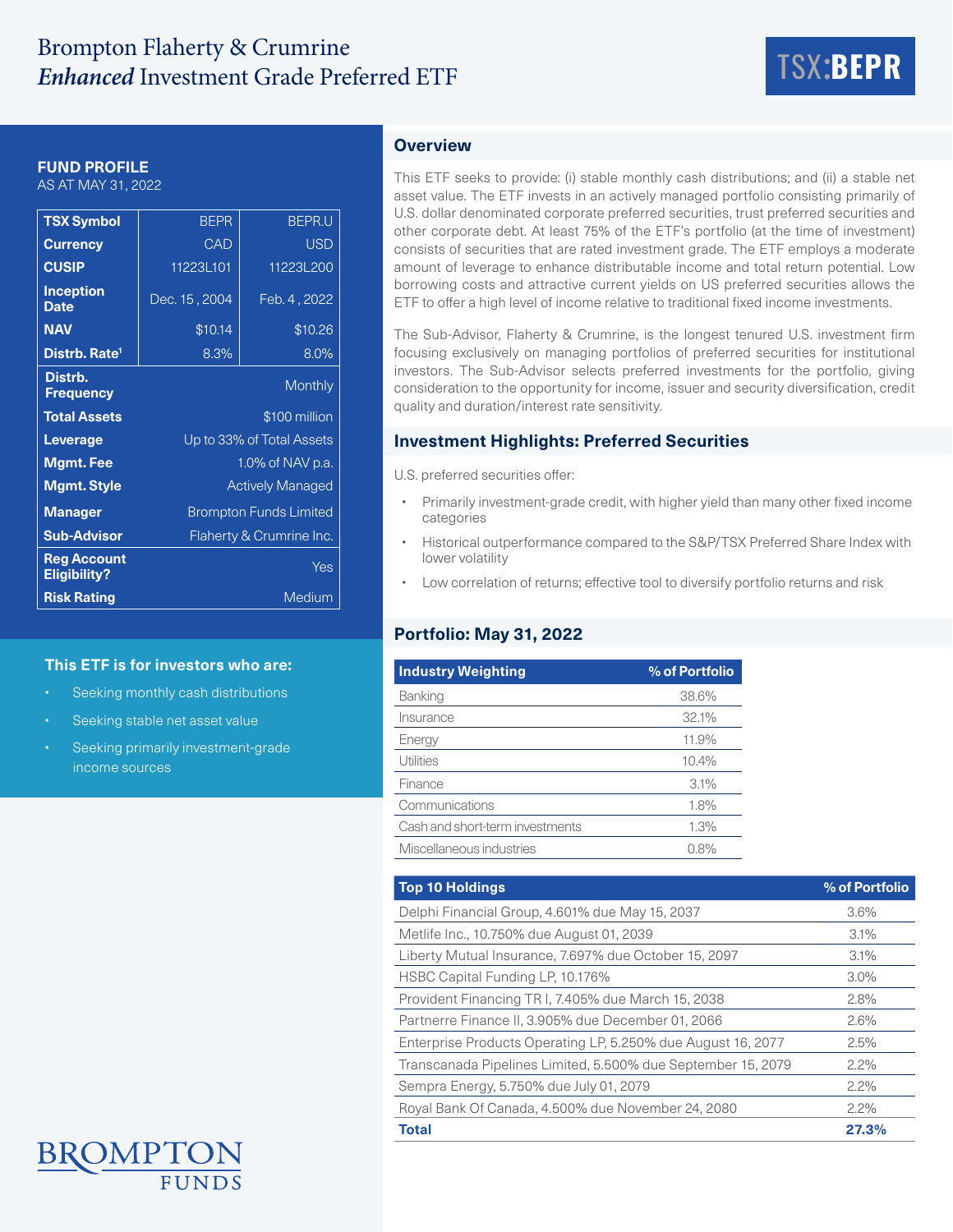# Brompton Flaherty & Crumrine *Enhanced* Investment Grade Preferred ETF

**TSX:BEPR**

## FUND PROFILE

AS AT MAY 31, 2022

| TSX Symbol | BEPR | BEPR.U |
|---|---|---|
| Currency | CAD | USD |
| CUSIP | 11223L101 | 11223L200 |
| Inception Date | Dec. 15 , 2004 | Feb. 4 , 2022 |
| NAV | $10.14 | $10.26 |
| Distrb. Rate[1] | 8.3% | 8.0% |
| Distrb. Frequency | Monthly | |
| Total Assets | $100 million | |
| Leverage | Up to 33% of Total Assets | |
| Mgmt. Fee | 1.0% of NAV p.a. | |
| Mgmt. Style | Actively Managed | |
| Manager | Brompton Funds Limited | |
| Sub-Advisor | Flaherty & Crumrine Inc. | |
| Reg Account Eligibility? | Yes | |
| Risk Rating | Medium | |

### This ETF is for investors who are:

- Seeking monthly cash distributions
- Seeking stable net asset value
- Seeking primarily investment-grade income sources

## Overview

This ETF seeks to provide: (i) stable monthly cash distributions; and (ii) a stable net asset value. The ETF invests in an actively managed portfolio consisting primarily of U.S. dollar denominated corporate preferred securities, trust preferred securities and other corporate debt. At least 75% of the ETF's portfolio (at the time of investment) consists of securities that are rated investment grade. The ETF employs a moderate amount of leverage to enhance distributable income and total return potential. Low borrowing costs and attractive current yields on US preferred securities allows the ETF to offer a high level of income relative to traditional fixed income investments.

The Sub-Advisor, Flaherty & Crumrine, is the longest tenured U.S. investment firm focusing exclusively on managing portfolios of preferred securities for institutional investors. The Sub-Advisor selects preferred investments for the portfolio, giving consideration to the opportunity for income, issuer and security diversification, credit quality and duration/interest rate sensitivity.

## Investment Highlights: Preferred Securities

U.S. preferred securities offer:

- Primarily investment-grade credit, with higher yield than many other fixed income categories
- Historical outperformance compared to the S&P/TSX Preferred Share Index with lower volatility
- Low correlation of returns; effective tool to diversify portfolio returns and risk

## Portfolio: May 31, 2022

| Industry Weighting | % of Portfolio |
|---|---|
| Banking | 38.6% |
| Insurance | 32.1% |
| Energy | 11.9% |
| Utilities | 10.4% |
| Finance | 3.1% |
| Communications | 1.8% |
| Cash and short-term investments | 1.3% |
| Miscellaneous industries | 0.8% |

| Top 10 Holdings | % of Portfolio |
|---|---|
| Delphi Financial Group, 4.601% due May 15, 2037 | 3.6% |
| Metlife Inc., 10.750% due August 01, 2039 | 3.1% |
| Liberty Mutual Insurance, 7.697% due October 15, 2097 | 3.1% |
| HSBC Capital Funding LP, 10.176% | 3.0% |
| Provident Financing TR I, 7.405% due March 15, 2038 | 2.8% |
| Partnerre Finance II, 3.905% due December 01, 2066 | 2.6% |
| Enterprise Products Operating LP, 5.250% due August 16, 2077 | 2.5% |
| Transcanada Pipelines Limited, 5.500% due September 15, 2079 | 2.2% |
| Sempra Energy, 5.750% due July 01, 2079 | 2.2% |
| Royal Bank Of Canada, 4.500% due November 24, 2080 | 2.2% |
| **Total** | **27.3%** |

BROMPTON FUNDS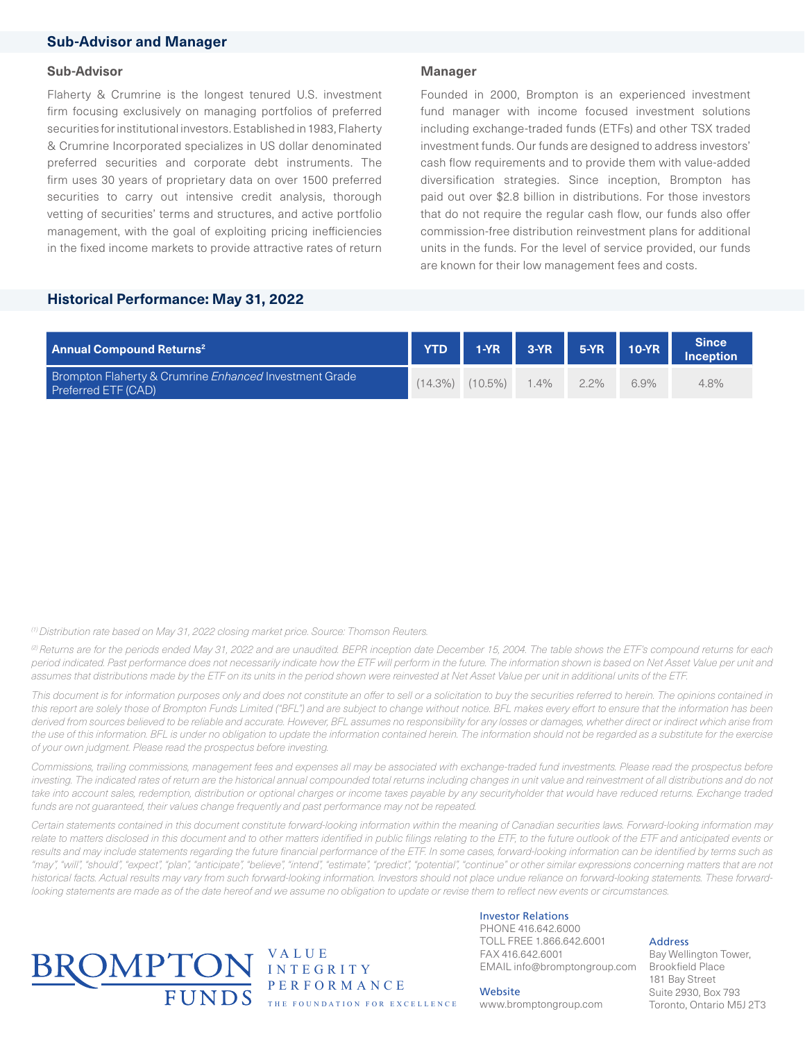## Sub-Advisor and Manager

### Sub-Advisor

Flaherty & Crumrine is the longest tenured U.S. investment firm focusing exclusively on managing portfolios of preferred securities for institutional investors. Established in 1983, Flaherty & Crumrine Incorporated specializes in US dollar denominated preferred securities and corporate debt instruments. The firm uses 30 years of proprietary data on over 1500 preferred securities to carry out intensive credit analysis, thorough vetting of securities' terms and structures, and active portfolio management, with the goal of exploiting pricing inefficiencies in the fixed income markets to provide attractive rates of return

### Manager

Founded in 2000, Brompton is an experienced investment fund manager with income focused investment solutions including exchange-traded funds (ETFs) and other TSX traded investment funds. Our funds are designed to address investors' cash flow requirements and to provide them with value-added diversification strategies. Since inception, Brompton has paid out over $2.8 billion in distributions. For those investors that do not require the regular cash flow, our funds also offer commission-free distribution reinvestment plans for additional units in the funds. For the level of service provided, our funds are known for their low management fees and costs.

## Historical Performance: May 31, 2022

| Annual Compound Returns[2] | YTD | 1-YR | 3-YR | 5-YR | 10-YR | Since Inception |
|---|---|---|---|---|---|---|
| Brompton Flaherty & Crumrine *Enhanced* Investment Grade Preferred ETF (CAD) | (14.3%) | (10.5%) | 1.4% | 2.2% | 6.9% | 4.8% |

*[1] Distribution rate based on May 31, 2022 closing market price. Source: Thomson Reuters.*

*[2] Returns are for the periods ended May 31, 2022 and are unaudited. BEPR inception date December 15, 2004. The table shows the ETF's compound returns for each period indicated. Past performance does not necessarily indicate how the ETF will perform in the future. The information shown is based on Net Asset Value per unit and assumes that distributions made by the ETF on its units in the period shown were reinvested at Net Asset Value per unit in additional units of the ETF.*

*This document is for information purposes only and does not constitute an offer to sell or a solicitation to buy the securities referred to herein. The opinions contained in this report are solely those of Brompton Funds Limited ("BFL") and are subject to change without notice. BFL makes every effort to ensure that the information has been derived from sources believed to be reliable and accurate. However, BFL assumes no responsibility for any losses or damages, whether direct or indirect which arise from the use of this information. BFL is under no obligation to update the information contained herein. The information should not be regarded as a substitute for the exercise of your own judgment. Please read the prospectus before investing.*

*Commissions, trailing commissions, management fees and expenses all may be associated with exchange-traded fund investments. Please read the prospectus before investing. The indicated rates of return are the historical annual compounded total returns including changes in unit value and reinvestment of all distributions and do not take into account sales, redemption, distribution or optional charges or income taxes payable by any securityholder that would have reduced returns. Exchange traded funds are not guaranteed, their values change frequently and past performance may not be repeated.*

*Certain statements contained in this document constitute forward-looking information within the meaning of Canadian securities laws. Forward-looking information may relate to matters disclosed in this document and to other matters identified in public filings relating to the ETF, to the future outlook of the ETF and anticipated events or results and may include statements regarding the future financial performance of the ETF. In some cases, forward-looking information can be identified by terms such as "may", "will", "should", "expect", "plan", "anticipate", "believe", "intend", "estimate", "predict", "potential", "continue" or other similar expressions concerning matters that are not historical facts. Actual results may vary from such forward-looking information. Investors should not place undue reliance on forward-looking statements. These forward-looking statements are made as of the date hereof and we assume no obligation to update or revise them to reflect new events or circumstances.*

BROMPTON FUNDS

VALUE
INTEGRITY
PERFORMANCE
THE FOUNDATION FOR EXCELLENCE

**Investor Relations**
PHONE 416.642.6000
TOLL FREE 1.866.642.6001
FAX 416.642.6001
EMAIL info@bromptongroup.com

**Website**
www.bromptongroup.com

**Address**
Bay Wellington Tower,
Brookfield Place
181 Bay Street
Suite 2930, Box 793
Toronto, Ontario M5J 2T3